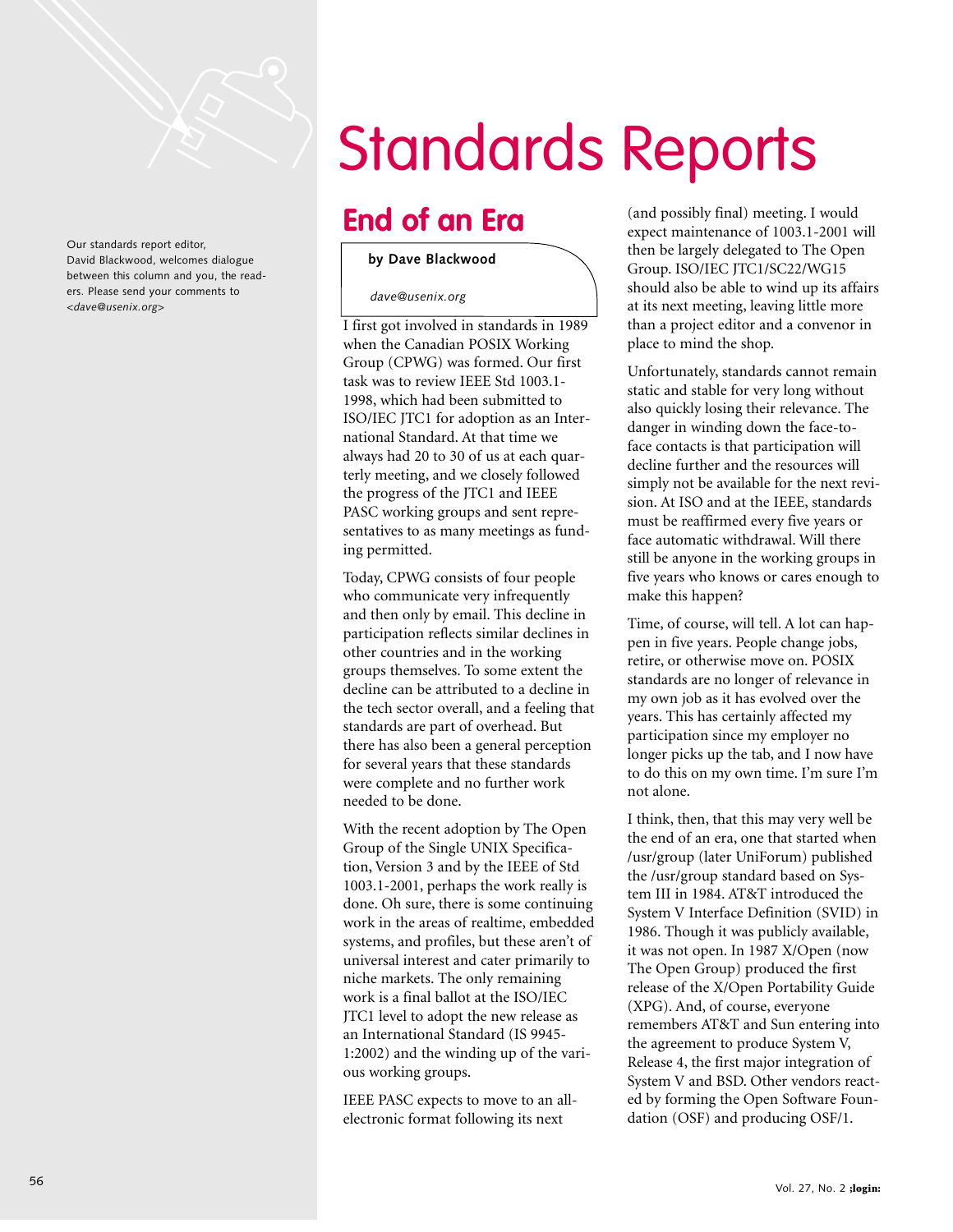# Standards Reports

Our standards report editor, David Blackwood, welcomes dialogue between this column and you, the readers. Please send your comments to <*dave@usenix.org*>

## End of an Era

**by Dave Blackwood**

*dave@usenix.org*

I first got involved in standards in 1989 when the Canadian POSIX Working Group (CPWG) was formed. Our first task was to review IEEE Std 1003.1-1998, which had been submitted to ISO/IEC JTC1 for adoption as an International Standard. At that time we always had 20 to 30 of us at each quarterly meeting, and we closely followed the progress of the JTC1 and IEEE PASC working groups and sent representatives to as many meetings as funding permitted.

Today, CPWG consists of four people who communicate very infrequently and then only by email. This decline in participation reflects similar declines in other countries and in the working groups themselves. To some extent the decline can be attributed to a decline in the tech sector overall, and a feeling that standards are part of overhead. But there has also been a general perception for several years that these standards were complete and no further work needed to be done.

With the recent adoption by The Open Group of the Single UNIX Specification, Version 3 and by the IEEE of Std 1003.1-2001, perhaps the work really is done. Oh sure, there is some continuing work in the areas of realtime, embedded systems, and profiles, but these aren't of universal interest and cater primarily to niche markets. The only remaining work is a final ballot at the ISO/IEC JTC1 level to adopt the new release as an International Standard (IS 9945-1:2002) and the winding up of the various working groups.

IEEE PASC expects to move to an all-electronic format following its next (and possibly final) meeting. I would expect maintenance of 1003.1-2001 will then be largely delegated to The Open Group. ISO/IEC JTC1/SC22/WG15 should also be able to wind up its affairs at its next meeting, leaving little more than a project editor and a convenor in place to mind the shop.

Unfortunately, standards cannot remain static and stable for very long without also quickly losing their relevance. The danger in winding down the face-to-face contacts is that participation will decline further and the resources will simply not be available for the next revision. At ISO and at the IEEE, standards must be reaffirmed every five years or face automatic withdrawal. Will there still be anyone in the working groups in five years who knows or cares enough to make this happen?

Time, of course, will tell. A lot can happen in five years. People change jobs, retire, or otherwise move on. POSIX standards are no longer of relevance in my own job as it has evolved over the years. This has certainly affected my participation since my employer no longer picks up the tab, and I now have to do this on my own time. I'm sure I'm not alone.

I think, then, that this may very well be the end of an era, one that started when /usr/group (later UniForum) published the /usr/group standard based on System III in 1984. AT&T introduced the System V Interface Definition (SVID) in 1986. Though it was publicly available, it was not open. In 1987 X/Open (now The Open Group) produced the first release of the X/Open Portability Guide (XPG). And, of course, everyone remembers AT&T and Sun entering into the agreement to produce System V, Release 4, the first major integration of System V and BSD. Other vendors reacted by forming the Open Software Foundation (OSF) and producing OSF/1.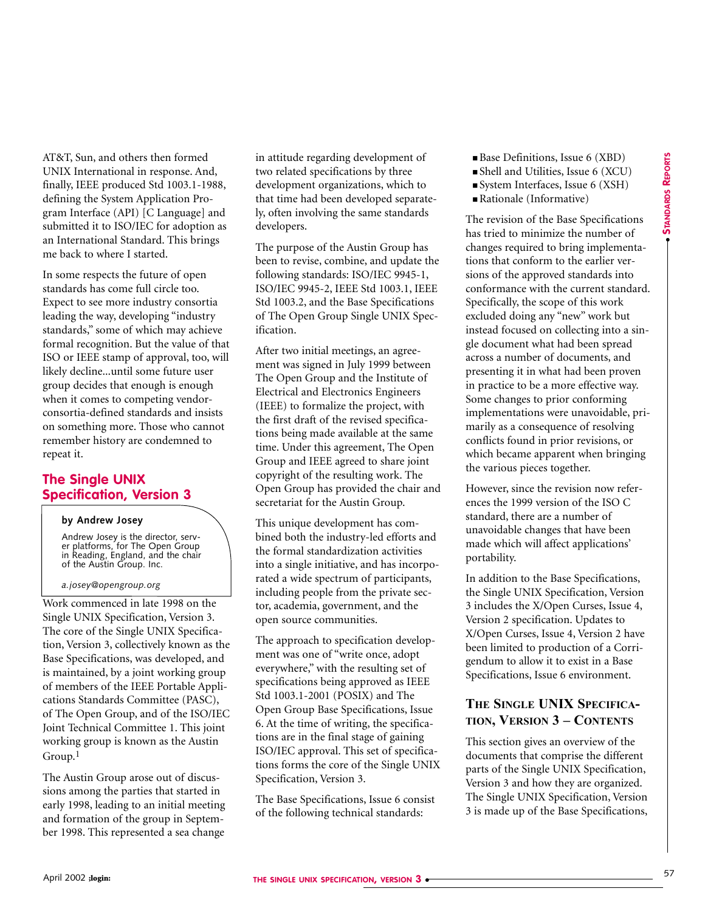AT&T, Sun, and others then formed UNIX International in response. And, finally, IEEE produced Std 1003.1-1988, defining the System Application Program Interface (API) [C Language] and submitted it to ISO/IEC for adoption as an International Standard. This brings me back to where I started.

In some respects the future of open standards has come full circle too. Expect to see more industry consortia leading the way, developing "industry standards," some of which may achieve formal recognition. But the value of that ISO or IEEE stamp of approval, too, will likely decline...until some future user group decides that enough is enough when it comes to competing vendor-consortia-defined standards and insists on something more. Those who cannot remember history are condemned to repeat it.

## The Single UNIX Specification, Version 3

**by Andrew Josey**

Andrew Josey is the director, server platforms, for The Open Group in Reading, England, and the chair of the Austin Group. Inc.

*a.josey@opengroup.org*

Work commenced in late 1998 on the Single UNIX Specification, Version 3. The core of the Single UNIX Specification, Version 3, collectively known as the Base Specifications, was developed, and is maintained, by a joint working group of members of the IEEE Portable Applications Standards Committee (PASC), of The Open Group, and of the ISO/IEC Joint Technical Committee 1. This joint working group is known as the Austin Group.[1]

The Austin Group arose out of discussions among the parties that started in early 1998, leading to an initial meeting and formation of the group in September 1998. This represented a sea change in attitude regarding development of two related specifications by three development organizations, which to that time had been developed separately, often involving the same standards developers.

The purpose of the Austin Group has been to revise, combine, and update the following standards: ISO/IEC 9945-1, ISO/IEC 9945-2, IEEE Std 1003.1, IEEE Std 1003.2, and the Base Specifications of The Open Group Single UNIX Specification.

After two initial meetings, an agreement was signed in July 1999 between The Open Group and the Institute of Electrical and Electronics Engineers (IEEE) to formalize the project, with the first draft of the revised specifications being made available at the same time. Under this agreement, The Open Group and IEEE agreed to share joint copyright of the resulting work. The Open Group has provided the chair and secretariat for the Austin Group.

This unique development has combined both the industry-led efforts and the formal standardization activities into a single initiative, and has incorporated a wide spectrum of participants, including people from the private sector, academia, government, and the open source communities.

The approach to specification development was one of "write once, adopt everywhere," with the resulting set of specifications being approved as IEEE Std 1003.1-2001 (POSIX) and The Open Group Base Specifications, Issue 6. At the time of writing, the specifications are in the final stage of gaining ISO/IEC approval. This set of specifications forms the core of the Single UNIX Specification, Version 3.

The Base Specifications, Issue 6 consist of the following technical standards:

- Base Definitions, Issue 6 (XBD)
- Shell and Utilities, Issue 6 (XCU)
- System Interfaces, Issue 6 (XSH)
- Rationale (Informative)

The revision of the Base Specifications has tried to minimize the number of changes required to bring implementations that conform to the earlier versions of the approved standards into conformance with the current standard. Specifically, the scope of this work excluded doing any "new" work but instead focused on collecting into a single document what had been spread across a number of documents, and presenting it in what had been proven in practice to be a more effective way. Some changes to prior conforming implementations were unavoidable, primarily as a consequence of resolving conflicts found in prior revisions, or which became apparent when bringing the various pieces together.

However, since the revision now references the 1999 version of the ISO C standard, there are a number of unavoidable changes that have been made which will affect applications' portability.

In addition to the Base Specifications, the Single UNIX Specification, Version 3 includes the X/Open Curses, Issue 4, Version 2 specification. Updates to X/Open Curses, Issue 4, Version 2 have been limited to production of a Corrigendum to allow it to exist in a Base Specifications, Issue 6 environment.

### The Single UNIX Specification, Version 3 – Contents

This section gives an overview of the documents that comprise the different parts of the Single UNIX Specification, Version 3 and how they are organized. The Single UNIX Specification, Version 3 is made up of the Base Specifications,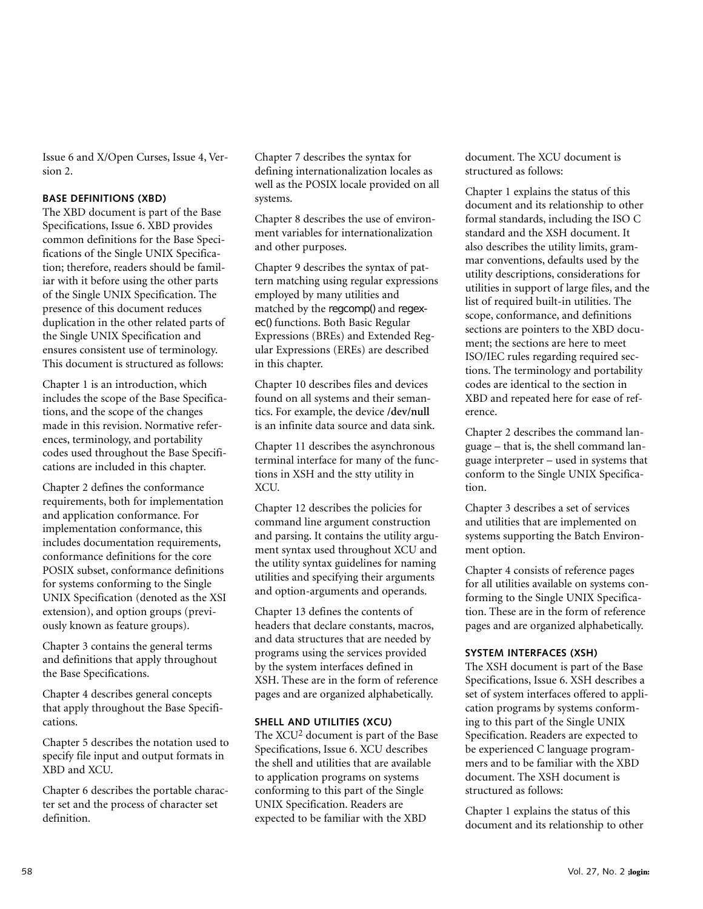Issue 6 and X/Open Curses, Issue 4, Version 2.

### BASE DEFINITIONS (XBD)

The XBD document is part of the Base Specifications, Issue 6. XBD provides common definitions for the Base Specifications of the Single UNIX Specification; therefore, readers should be familiar with it before using the other parts of the Single UNIX Specification. The presence of this document reduces duplication in the other related parts of the Single UNIX Specification and ensures consistent use of terminology. This document is structured as follows:

Chapter 1 is an introduction, which includes the scope of the Base Specifications, and the scope of the changes made in this revision. Normative references, terminology, and portability codes used throughout the Base Specifications are included in this chapter.

Chapter 2 defines the conformance requirements, both for implementation and application conformance. For implementation conformance, this includes documentation requirements, conformance definitions for the core POSIX subset, conformance definitions for systems conforming to the Single UNIX Specification (denoted as the XSI extension), and option groups (previously known as feature groups).

Chapter 3 contains the general terms and definitions that apply throughout the Base Specifications.

Chapter 4 describes general concepts that apply throughout the Base Specifications.

Chapter 5 describes the notation used to specify file input and output formats in XBD and XCU.

Chapter 6 describes the portable character set and the process of character set definition.

Chapter 7 describes the syntax for defining internationalization locales as well as the POSIX locale provided on all systems.

Chapter 8 describes the use of environment variables for internationalization and other purposes.

Chapter 9 describes the syntax of pattern matching using regular expressions employed by many utilities and matched by the regcomp() and regexec() functions. Both Basic Regular Expressions (BREs) and Extended Regular Expressions (EREs) are described in this chapter.

Chapter 10 describes files and devices found on all systems and their semantics. For example, the device **/dev/null** is an infinite data source and data sink.

Chapter 11 describes the asynchronous terminal interface for many of the functions in XSH and the stty utility in XCU.

Chapter 12 describes the policies for command line argument construction and parsing. It contains the utility argument syntax used throughout XCU and the utility syntax guidelines for naming utilities and specifying their arguments and option-arguments and operands.

Chapter 13 defines the contents of headers that declare constants, macros, and data structures that are needed by programs using the services provided by the system interfaces defined in XSH. These are in the form of reference pages and are organized alphabetically.

### SHELL AND UTILITIES (XCU)

The XCU[2] document is part of the Base Specifications, Issue 6. XCU describes the shell and utilities that are available to application programs on systems conforming to this part of the Single UNIX Specification. Readers are expected to be familiar with the XBD document. The XCU document is structured as follows:

Chapter 1 explains the status of this document and its relationship to other formal standards, including the ISO C standard and the XSH document. It also describes the utility limits, grammar conventions, defaults used by the utility descriptions, considerations for utilities in support of large files, and the list of required built-in utilities. The scope, conformance, and definitions sections are pointers to the XBD document; the sections are here to meet ISO/IEC rules regarding required sections. The terminology and portability codes are identical to the section in XBD and repeated here for ease of reference.

Chapter 2 describes the command language – that is, the shell command language interpreter – used in systems that conform to the Single UNIX Specification.

Chapter 3 describes a set of services and utilities that are implemented on systems supporting the Batch Environment option.

Chapter 4 consists of reference pages for all utilities available on systems conforming to the Single UNIX Specification. These are in the form of reference pages and are organized alphabetically.

### SYSTEM INTERFACES (XSH)

The XSH document is part of the Base Specifications, Issue 6. XSH describes a set of system interfaces offered to application programs by systems conforming to this part of the Single UNIX Specification. Readers are expected to be experienced C language programmers and to be familiar with the XBD document. The XSH document is structured as follows:

Chapter 1 explains the status of this document and its relationship to other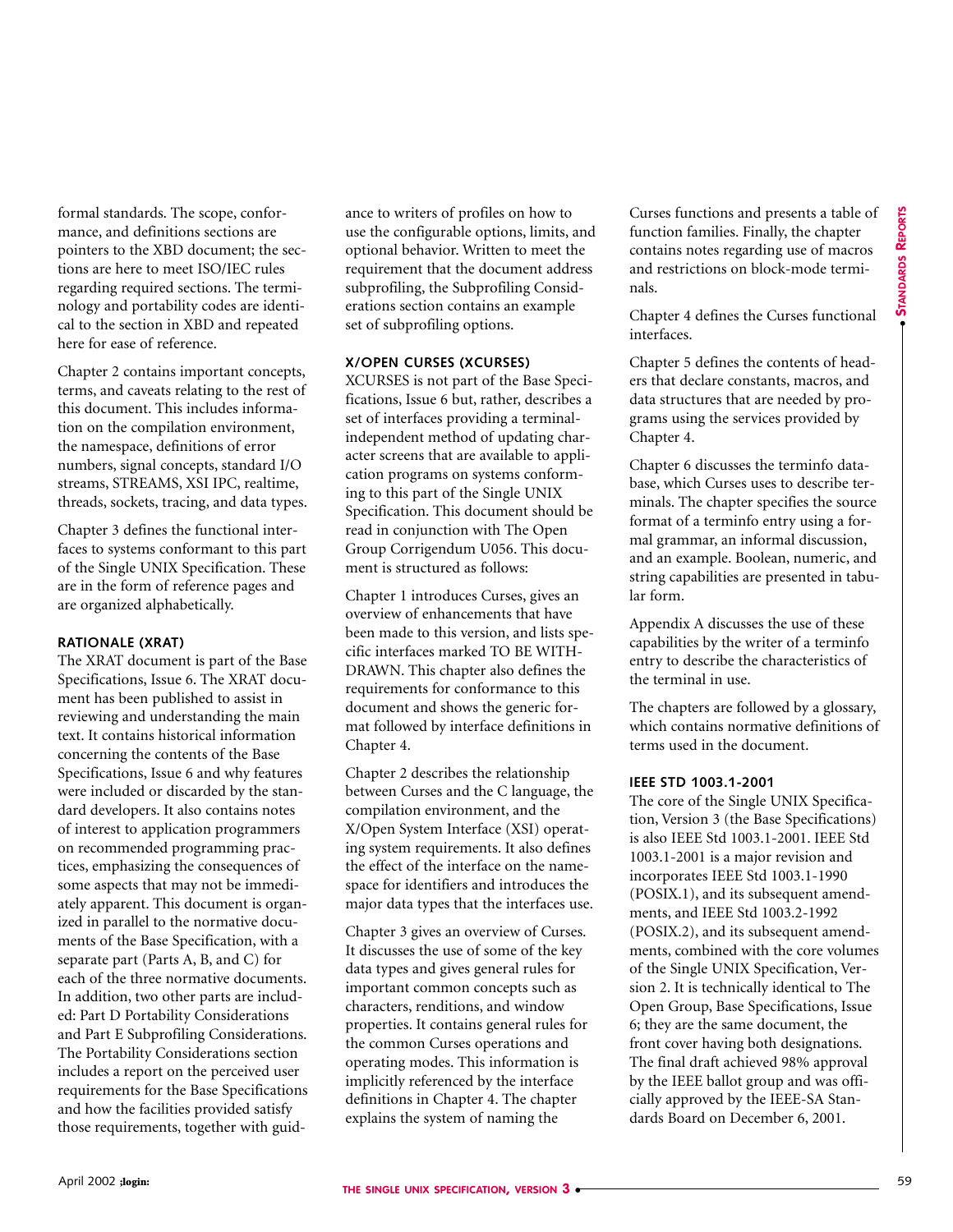formal standards. The scope, conformance, and definitions sections are pointers to the XBD document; the sections are here to meet ISO/IEC rules regarding required sections. The terminology and portability codes are identical to the section in XBD and repeated here for ease of reference.

Chapter 2 contains important concepts, terms, and caveats relating to the rest of this document. This includes information on the compilation environment, the namespace, definitions of error numbers, signal concepts, standard I/O streams, STREAMS, XSI IPC, realtime, threads, sockets, tracing, and data types.

Chapter 3 defines the functional interfaces to systems conformant to this part of the Single UNIX Specification. These are in the form of reference pages and are organized alphabetically.

### RATIONALE (XRAT)

The XRAT document is part of the Base Specifications, Issue 6. The XRAT document has been published to assist in reviewing and understanding the main text. It contains historical information concerning the contents of the Base Specifications, Issue 6 and why features were included or discarded by the standard developers. It also contains notes of interest to application programmers on recommended programming practices, emphasizing the consequences of some aspects that may not be immediately apparent. This document is organized in parallel to the normative documents of the Base Specification, with a separate part (Parts A, B, and C) for each of the three normative documents. In addition, two other parts are included: Part D Portability Considerations and Part E Subprofiling Considerations. The Portability Considerations section includes a report on the perceived user requirements for the Base Specifications and how the facilities provided satisfy those requirements, together with guidance to writers of profiles on how to use the configurable options, limits, and optional behavior. Written to meet the requirement that the document address subprofiling, the Subprofiling Considerations section contains an example set of subprofiling options.

### X/OPEN CURSES (XCURSES)

XCURSES is not part of the Base Specifications, Issue 6 but, rather, describes a set of interfaces providing a terminal-independent method of updating character screens that are available to application programs on systems conforming to this part of the Single UNIX Specification. This document should be read in conjunction with The Open Group Corrigendum U056. This document is structured as follows:

Chapter 1 introduces Curses, gives an overview of enhancements that have been made to this version, and lists specific interfaces marked TO BE WITHDRAWN. This chapter also defines the requirements for conformance to this document and shows the generic format followed by interface definitions in Chapter 4.

Chapter 2 describes the relationship between Curses and the C language, the compilation environment, and the X/Open System Interface (XSI) operating system requirements. It also defines the effect of the interface on the namespace for identifiers and introduces the major data types that the interfaces use.

Chapter 3 gives an overview of Curses. It discusses the use of some of the key data types and gives general rules for important common concepts such as characters, renditions, and window properties. It contains general rules for the common Curses operations and operating modes. This information is implicitly referenced by the interface definitions in Chapter 4. The chapter explains the system of naming the Curses functions and presents a table of function families. Finally, the chapter contains notes regarding use of macros and restrictions on block-mode terminals.

Chapter 4 defines the Curses functional interfaces.

Chapter 5 defines the contents of headers that declare constants, macros, and data structures that are needed by programs using the services provided by Chapter 4.

Chapter 6 discusses the terminfo database, which Curses uses to describe terminals. The chapter specifies the source format of a terminfo entry using a formal grammar, an informal discussion, and an example. Boolean, numeric, and string capabilities are presented in tabular form.

Appendix A discusses the use of these capabilities by the writer of a terminfo entry to describe the characteristics of the terminal in use.

The chapters are followed by a glossary, which contains normative definitions of terms used in the document.

### IEEE STD 1003.1-2001

The core of the Single UNIX Specification, Version 3 (the Base Specifications) is also IEEE Std 1003.1-2001. IEEE Std 1003.1-2001 is a major revision and incorporates IEEE Std 1003.1-1990 (POSIX.1), and its subsequent amendments, and IEEE Std 1003.2-1992 (POSIX.2), and its subsequent amendments, combined with the core volumes of the Single UNIX Specification, Version 2. It is technically identical to The Open Group, Base Specifications, Issue 6; they are the same document, the front cover having both designations. The final draft achieved 98% approval by the IEEE ballot group and was officially approved by the IEEE-SA Standards Board on December 6, 2001.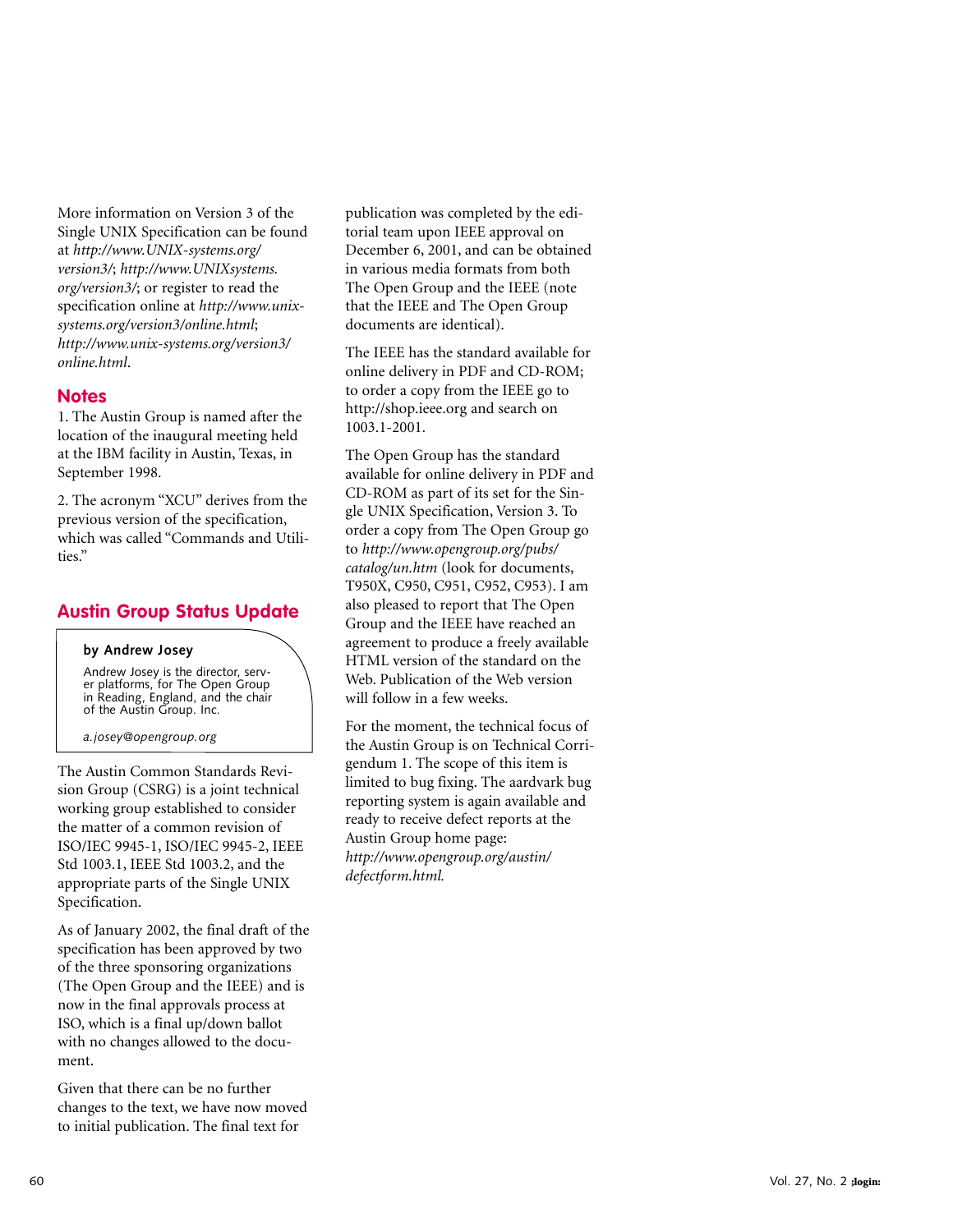More information on Version 3 of the Single UNIX Specification can be found at *http://www.UNIX-systems.org/version3/*; *http://www.UNIXsystems.org/version3/*; or register to read the specification online at *http://www.unix-systems.org/version3/online.html*; *http://www.unix-systems.org/version3/online.html*.

## Notes

1. The Austin Group is named after the location of the inaugural meeting held at the IBM facility in Austin, Texas, in September 1998.

2. The acronym "XCU" derives from the previous version of the specification, which was called "Commands and Utilities."

## Austin Group Status Update

**by Andrew Josey**

Andrew Josey is the director, server platforms, for The Open Group in Reading, England, and the chair of the Austin Group. Inc.

*a.josey@opengroup.org*

The Austin Common Standards Revision Group (CSRG) is a joint technical working group established to consider the matter of a common revision of ISO/IEC 9945-1, ISO/IEC 9945-2, IEEE Std 1003.1, IEEE Std 1003.2, and the appropriate parts of the Single UNIX Specification.

As of January 2002, the final draft of the specification has been approved by two of the three sponsoring organizations (The Open Group and the IEEE) and is now in the final approvals process at ISO, which is a final up/down ballot with no changes allowed to the document.

Given that there can be no further changes to the text, we have now moved to initial publication. The final text for publication was completed by the editorial team upon IEEE approval on December 6, 2001, and can be obtained in various media formats from both The Open Group and the IEEE (note that the IEEE and The Open Group documents are identical).

The IEEE has the standard available for online delivery in PDF and CD-ROM; to order a copy from the IEEE go to http://shop.ieee.org and search on 1003.1-2001.

The Open Group has the standard available for online delivery in PDF and CD-ROM as part of its set for the Single UNIX Specification, Version 3. To order a copy from The Open Group go to *http://www.opengroup.org/pubs/catalog/un.htm* (look for documents, T950X, C950, C951, C952, C953). I am also pleased to report that The Open Group and the IEEE have reached an agreement to produce a freely available HTML version of the standard on the Web. Publication of the Web version will follow in a few weeks.

For the moment, the technical focus of the Austin Group is on Technical Corrigendum 1. The scope of this item is limited to bug fixing. The aardvark bug reporting system is again available and ready to receive defect reports at the Austin Group home page: *http://www.opengroup.org/austin/defectform.html*.